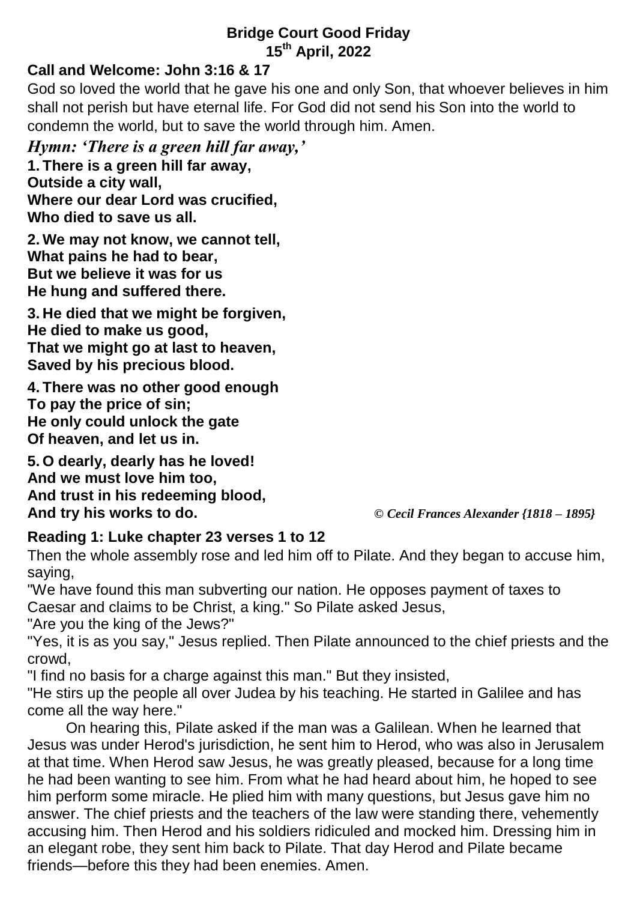# Bridge Court Good Friday
## 15th April, 2022

**Call and Welcome: John 3:16 & 17**

God so loved the world that he gave his one and only Son, that whoever believes in him shall not perish but have eternal life. For God did not send his Son into the world to condemn the world, but to save the world through him. Amen.

***Hymn: 'There is a green hill far away,'***

**1. There is a green hill far away,**
**Outside a city wall,**
**Where our dear Lord was crucified,**
**Who died to save us all.**

**2. We may not know, we cannot tell,**
**What pains he had to bear,**
**But we believe it was for us**
**He hung and suffered there.**

**3. He died that we might be forgiven,**
**He died to make us good,**
**That we might go at last to heaven,**
**Saved by his precious blood.**

**4. There was no other good enough**
**To pay the price of sin;**
**He only could unlock the gate**
**Of heaven, and let us in.**

**5. O dearly, dearly has he loved!**
**And we must love him too,**
**And trust in his redeeming blood,**
**And try his works to do.**

*© Cecil Frances Alexander {1818 – 1895}*

**Reading 1: Luke chapter 23 verses 1 to 12**

Then the whole assembly rose and led him off to Pilate. And they began to accuse him, saying,

"We have found this man subverting our nation. He opposes payment of taxes to Caesar and claims to be Christ, a king." So Pilate asked Jesus,

"Are you the king of the Jews?"

"Yes, it is as you say," Jesus replied. Then Pilate announced to the chief priests and the crowd,

"I find no basis for a charge against this man." But they insisted,

"He stirs up the people all over Judea by his teaching. He started in Galilee and has come all the way here."

On hearing this, Pilate asked if the man was a Galilean. When he learned that Jesus was under Herod's jurisdiction, he sent him to Herod, who was also in Jerusalem at that time. When Herod saw Jesus, he was greatly pleased, because for a long time he had been wanting to see him. From what he had heard about him, he hoped to see him perform some miracle. He plied him with many questions, but Jesus gave him no answer. The chief priests and the teachers of the law were standing there, vehemently accusing him. Then Herod and his soldiers ridiculed and mocked him. Dressing him in an elegant robe, they sent him back to Pilate. That day Herod and Pilate became friends—before this they had been enemies. Amen.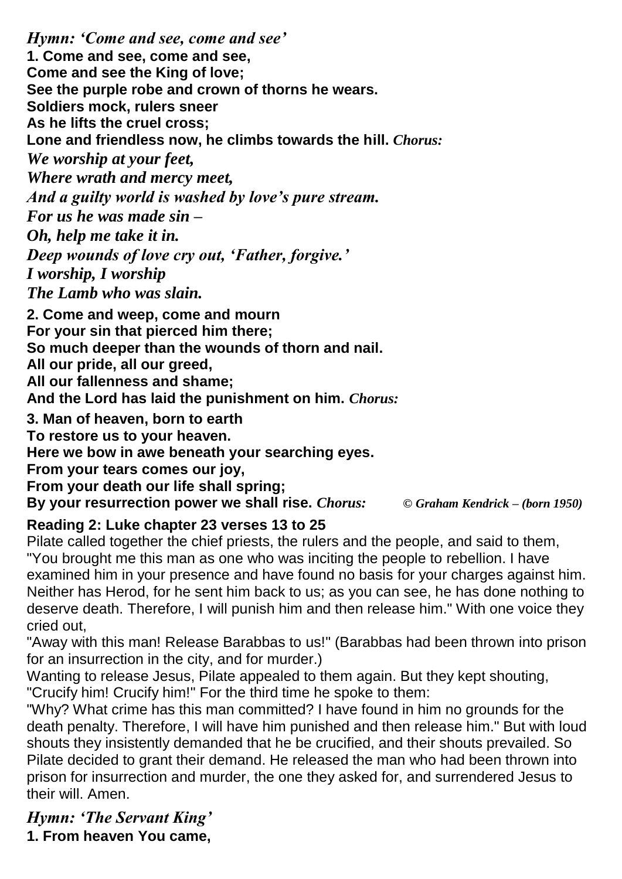*Hymn: 'Come and see, come and see'*

**1. Come and see, come and see,**
**Come and see the King of love;**
**See the purple robe and crown of thorns he wears.**
**Soldiers mock, rulers sneer**
**As he lifts the cruel cross;**
**Lone and friendless now, he climbs towards the hill.** *Chorus:*

***We worship at your feet,***
***Where wrath and mercy meet,***
***And a guilty world is washed by love's pure stream.***
***For us he was made sin –***
***Oh, help me take it in.***
***Deep wounds of love cry out, 'Father, forgive.'***
***I worship, I worship***
***The Lamb who was slain.***

**2. Come and weep, come and mourn**
**For your sin that pierced him there;**
**So much deeper than the wounds of thorn and nail.**
**All our pride, all our greed,**
**All our fallenness and shame;**
**And the Lord has laid the punishment on him.** *Chorus:*

**3. Man of heaven, born to earth**
**To restore us to your heaven.**
**Here we bow in awe beneath your searching eyes.**
**From your tears comes our joy,**
**From your death our life shall spring;**
**By your resurrection power we shall rise.** *Chorus:* *© Graham Kendrick – (born 1950)*

**Reading 2: Luke chapter 23 verses 13 to 25**

Pilate called together the chief priests, the rulers and the people, and said to them, "You brought me this man as one who was inciting the people to rebellion. I have examined him in your presence and have found no basis for your charges against him. Neither has Herod, for he sent him back to us; as you can see, he has done nothing to deserve death. Therefore, I will punish him and then release him." With one voice they cried out,

"Away with this man! Release Barabbas to us!" (Barabbas had been thrown into prison for an insurrection in the city, and for murder.)

Wanting to release Jesus, Pilate appealed to them again. But they kept shouting, "Crucify him! Crucify him!" For the third time he spoke to them:

"Why? What crime has this man committed? I have found in him no grounds for the death penalty. Therefore, I will have him punished and then release him." But with loud shouts they insistently demanded that he be crucified, and their shouts prevailed. So Pilate decided to grant their demand. He released the man who had been thrown into prison for insurrection and murder, the one they asked for, and surrendered Jesus to their will. Amen.

*Hymn: 'The Servant King'*

**1. From heaven You came,**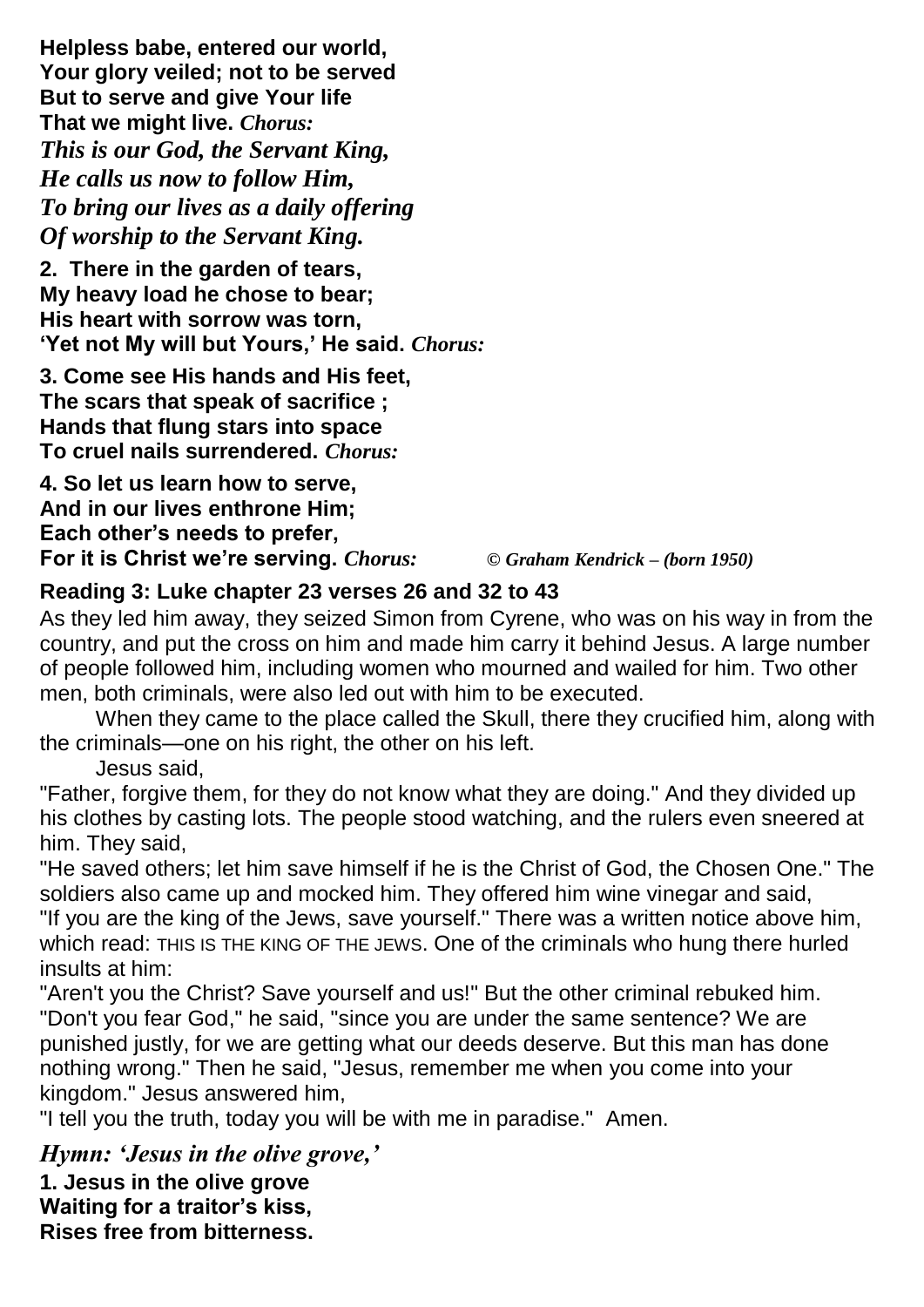**Helpless babe, entered our world,**
**Your glory veiled; not to be served**
**But to serve and give Your life**
**That we might live.** ***Chorus:***
***This is our God, the Servant King,***
***He calls us now to follow Him,***
***To bring our lives as a daily offering***
***Of worship to the Servant King.***

**2. There in the garden of tears,**
**My heavy load he chose to bear;**
**His heart with sorrow was torn,**
**'Yet not My will but Yours,' He said.** ***Chorus:***

**3. Come see His hands and His feet,**
**The scars that speak of sacrifice ;**
**Hands that flung stars into space**
**To cruel nails surrendered.** ***Chorus:***

**4. So let us learn how to serve,**
**And in our lives enthrone Him;**
**Each other's needs to prefer,**
**For it is Christ we're serving.** ***Chorus:*** *© Graham Kendrick – (born 1950)*

**Reading 3: Luke chapter 23 verses 26 and 32 to 43**

As they led him away, they seized Simon from Cyrene, who was on his way in from the country, and put the cross on him and made him carry it behind Jesus. A large number of people followed him, including women who mourned and wailed for him. Two other men, both criminals, were also led out with him to be executed.

When they came to the place called the Skull, there they crucified him, along with the criminals—one on his right, the other on his left.

Jesus said,

"Father, forgive them, for they do not know what they are doing." And they divided up his clothes by casting lots. The people stood watching, and the rulers even sneered at him. They said,

"He saved others; let him save himself if he is the Christ of God, the Chosen One." The soldiers also came up and mocked him. They offered him wine vinegar and said,

"If you are the king of the Jews, save yourself." There was a written notice above him, which read: THIS IS THE KING OF THE JEWS. One of the criminals who hung there hurled insults at him:

"Aren't you the Christ? Save yourself and us!" But the other criminal rebuked him. "Don't you fear God," he said, "since you are under the same sentence? We are punished justly, for we are getting what our deeds deserve. But this man has done nothing wrong." Then he said, "Jesus, remember me when you come into your kingdom." Jesus answered him,

"I tell you the truth, today you will be with me in paradise." Amen.

***Hymn: 'Jesus in the olive grove,'***

**1. Jesus in the olive grove**
**Waiting for a traitor's kiss,**
**Rises free from bitterness.**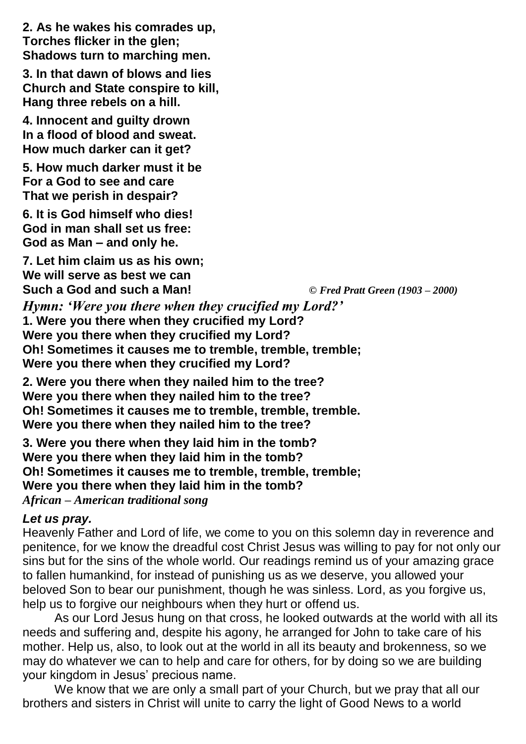**2. As he wakes his comrades up,**
**Torches flicker in the glen;**
**Shadows turn to marching men.**

**3. In that dawn of blows and lies**
**Church and State conspire to kill,**
**Hang three rebels on a hill.**

**4. Innocent and guilty drown**
**In a flood of blood and sweat.**
**How much darker can it get?**

**5. How much darker must it be**
**For a God to see and care**
**That we perish in despair?**

**6. It is God himself who dies!**
**God in man shall set us free:**
**God as Man – and only he.**

**7. Let him claim us as his own;**
**We will serve as best we can**
**Such a God and such a Man!** *© Fred Pratt Green (1903 – 2000)*

*Hymn: 'Were you there when they crucified my Lord?'*

**1. Were you there when they crucified my Lord?**
**Were you there when they crucified my Lord?**
**Oh! Sometimes it causes me to tremble, tremble, tremble;**
**Were you there when they crucified my Lord?**

**2. Were you there when they nailed him to the tree?**
**Were you there when they nailed him to the tree?**
**Oh! Sometimes it causes me to tremble, tremble, tremble.**
**Were you there when they nailed him to the tree?**

**3. Were you there when they laid him in the tomb?**
**Were you there when they laid him in the tomb?**
**Oh! Sometimes it causes me to tremble, tremble, tremble;**
**Were you there when they laid him in the tomb?**
*African – American traditional song*

***Let us pray.***

Heavenly Father and Lord of life, we come to you on this solemn day in reverence and penitence, for we know the dreadful cost Christ Jesus was willing to pay for not only our sins but for the sins of the whole world. Our readings remind us of your amazing grace to fallen humankind, for instead of punishing us as we deserve, you allowed your beloved Son to bear our punishment, though he was sinless. Lord, as you forgive us, help us to forgive our neighbours when they hurt or offend us.

As our Lord Jesus hung on that cross, he looked outwards at the world with all its needs and suffering and, despite his agony, he arranged for John to take care of his mother. Help us, also, to look out at the world in all its beauty and brokenness, so we may do whatever we can to help and care for others, for by doing so we are building your kingdom in Jesus' precious name.

We know that we are only a small part of your Church, but we pray that all our brothers and sisters in Christ will unite to carry the light of Good News to a world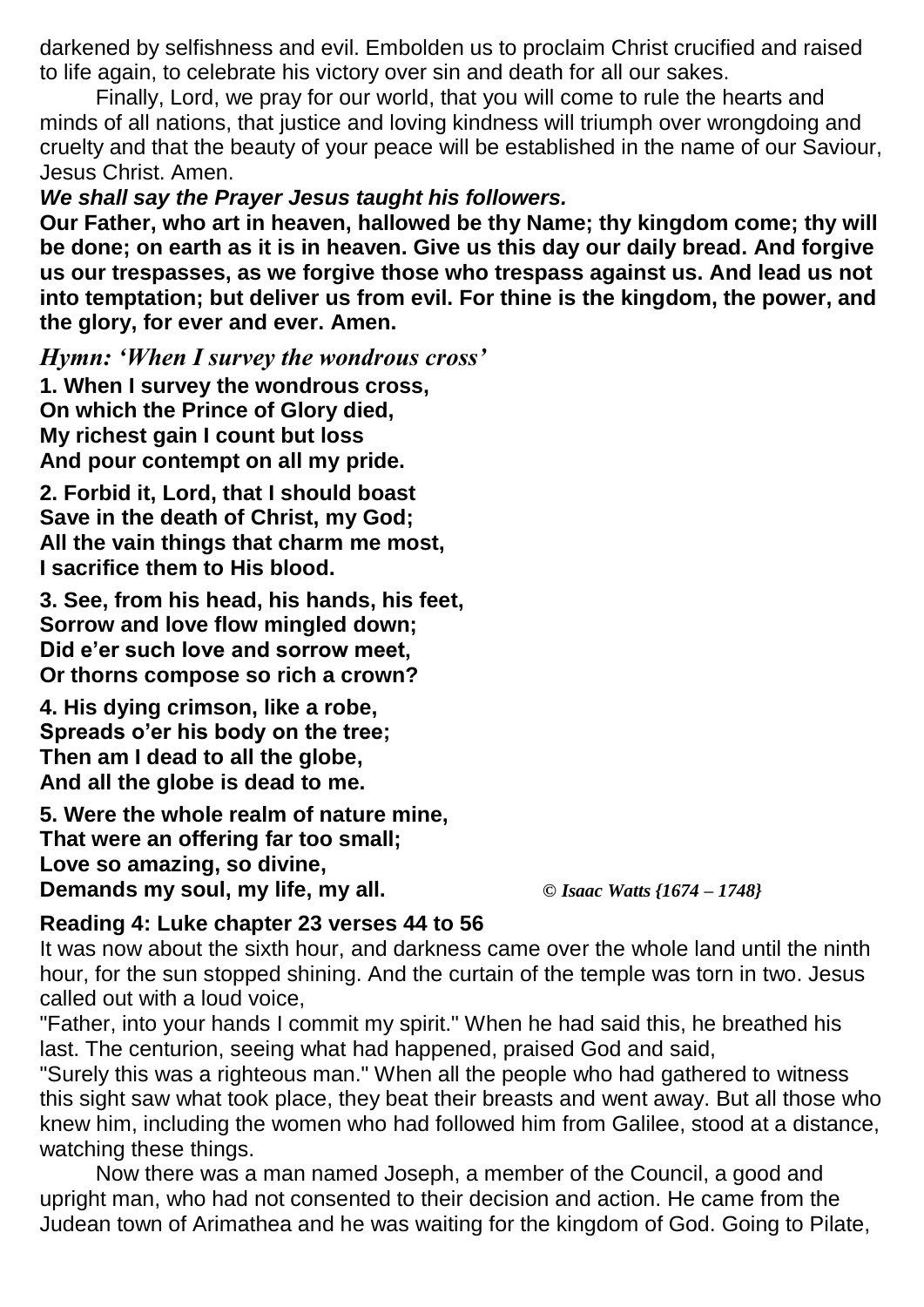darkened by selfishness and evil. Embolden us to proclaim Christ crucified and raised to life again, to celebrate his victory over sin and death for all our sakes.

Finally, Lord, we pray for our world, that you will come to rule the hearts and minds of all nations, that justice and loving kindness will triumph over wrongdoing and cruelty and that the beauty of your peace will be established in the name of our Saviour, Jesus Christ. Amen.

***We shall say the Prayer Jesus taught his followers.***

**Our Father, who art in heaven, hallowed be thy Name; thy kingdom come; thy will be done; on earth as it is in heaven. Give us this day our daily bread. And forgive us our trespasses, as we forgive those who trespass against us. And lead us not into temptation; but deliver us from evil. For thine is the kingdom, the power, and the glory, for ever and ever. Amen.**

### *Hymn: 'When I survey the wondrous cross'*

**1. When I survey the wondrous cross,
On which the Prince of Glory died,
My richest gain I count but loss
And pour contempt on all my pride.**

**2. Forbid it, Lord, that I should boast
Save in the death of Christ, my God;
All the vain things that charm me most,
I sacrifice them to His blood.**

**3. See, from his head, his hands, his feet,
Sorrow and love flow mingled down;
Did e'er such love and sorrow meet,
Or thorns compose so rich a crown?**

**4. His dying crimson, like a robe,
Spreads o'er his body on the tree;
Then am I dead to all the globe,
And all the globe is dead to me.**

**5. Were the whole realm of nature mine,
That were an offering far too small;
Love so amazing, so divine,
Demands my soul, my life, my all.** *© Isaac Watts {1674 – 1748}*

**Reading 4: Luke chapter 23 verses 44 to 56**

It was now about the sixth hour, and darkness came over the whole land until the ninth hour, for the sun stopped shining. And the curtain of the temple was torn in two. Jesus called out with a loud voice,

"Father, into your hands I commit my spirit." When he had said this, he breathed his last. The centurion, seeing what had happened, praised God and said,

"Surely this was a righteous man." When all the people who had gathered to witness this sight saw what took place, they beat their breasts and went away. But all those who knew him, including the women who had followed him from Galilee, stood at a distance, watching these things.

Now there was a man named Joseph, a member of the Council, a good and upright man, who had not consented to their decision and action. He came from the Judean town of Arimathea and he was waiting for the kingdom of God. Going to Pilate,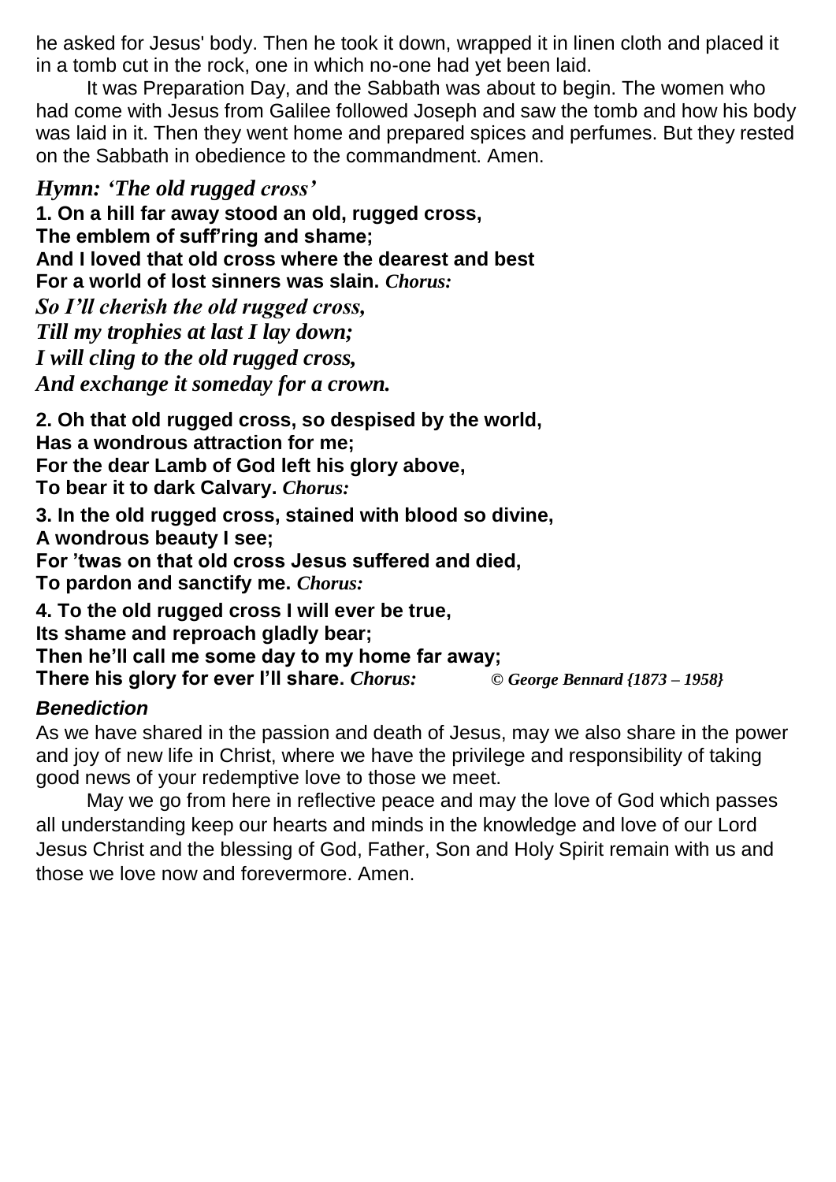he asked for Jesus' body. Then he took it down, wrapped it in linen cloth and placed it in a tomb cut in the rock, one in which no-one had yet been laid.

It was Preparation Day, and the Sabbath was about to begin. The women who had come with Jesus from Galilee followed Joseph and saw the tomb and how his body was laid in it. Then they went home and prepared spices and perfumes. But they rested on the Sabbath in obedience to the commandment. Amen.

***Hymn: 'The old rugged cross'***

**1. On a hill far away stood an old, rugged cross,**
**The emblem of suff'ring and shame;**
**And I loved that old cross where the dearest and best**
**For a world of lost sinners was slain.** ***Chorus:***
***So I'll cherish the old rugged cross,***
***Till my trophies at last I lay down;***
***I will cling to the old rugged cross,***
***And exchange it someday for a crown.***

**2. Oh that old rugged cross, so despised by the world,**
**Has a wondrous attraction for me;**
**For the dear Lamb of God left his glory above,**
**To bear it to dark Calvary.** ***Chorus:***

**3. In the old rugged cross, stained with blood so divine,**
**A wondrous beauty I see;**
**For 'twas on that old cross Jesus suffered and died,**
**To pardon and sanctify me.** ***Chorus:***

**4. To the old rugged cross I will ever be true,**
**Its shame and reproach gladly bear;**
**Then he'll call me some day to my home far away;**
**There his glory for ever I'll share.** ***Chorus:*** *© George Bennard {1873 – 1958}*

***Benediction***

As we have shared in the passion and death of Jesus, may we also share in the power and joy of new life in Christ, where we have the privilege and responsibility of taking good news of your redemptive love to those we meet.

May we go from here in reflective peace and may the love of God which passes all understanding keep our hearts and minds in the knowledge and love of our Lord Jesus Christ and the blessing of God, Father, Son and Holy Spirit remain with us and those we love now and forevermore. Amen.